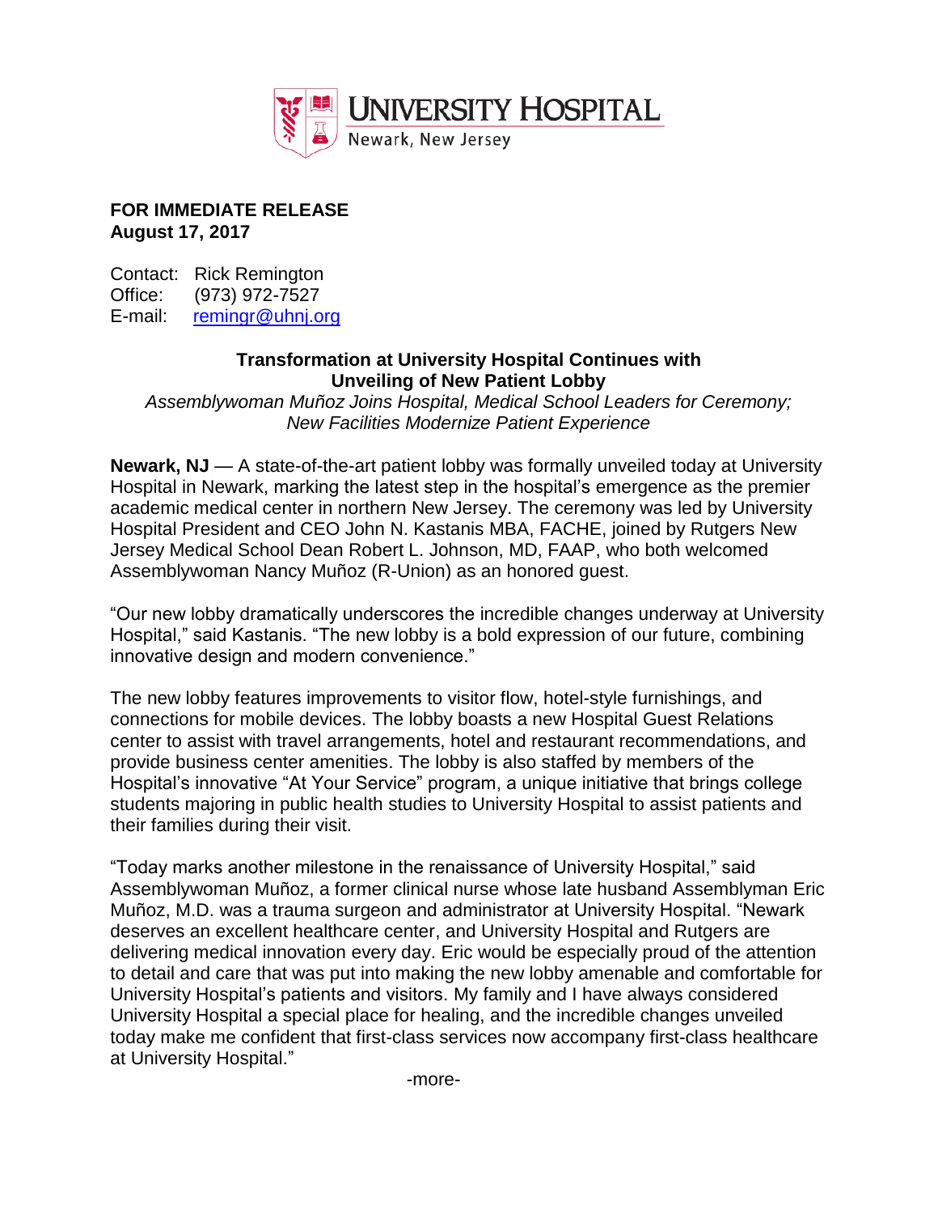**UNIVERSITY HOSPITAL**
Newark, New Jersey

**FOR IMMEDIATE RELEASE**
**August 17, 2017**

Contact: Rick Remington
Office: (973) 972-7527
E-mail: remingr@uhnj.org

## Transformation at University Hospital Continues with Unveiling of New Patient Lobby

*Assemblywoman Muñoz Joins Hospital, Medical School Leaders for Ceremony; New Facilities Modernize Patient Experience*

**Newark, NJ** — A state-of-the-art patient lobby was formally unveiled today at University Hospital in Newark, marking the latest step in the hospital's emergence as the premier academic medical center in northern New Jersey. The ceremony was led by University Hospital President and CEO John N. Kastanis MBA, FACHE, joined by Rutgers New Jersey Medical School Dean Robert L. Johnson, MD, FAAP, who both welcomed Assemblywoman Nancy Muñoz (R-Union) as an honored guest.

"Our new lobby dramatically underscores the incredible changes underway at University Hospital," said Kastanis. "The new lobby is a bold expression of our future, combining innovative design and modern convenience."

The new lobby features improvements to visitor flow, hotel-style furnishings, and connections for mobile devices. The lobby boasts a new Hospital Guest Relations center to assist with travel arrangements, hotel and restaurant recommendations, and provide business center amenities. The lobby is also staffed by members of the Hospital's innovative "At Your Service" program, a unique initiative that brings college students majoring in public health studies to University Hospital to assist patients and their families during their visit.

"Today marks another milestone in the renaissance of University Hospital," said Assemblywoman Muñoz, a former clinical nurse whose late husband Assemblyman Eric Muñoz, M.D. was a trauma surgeon and administrator at University Hospital. "Newark deserves an excellent healthcare center, and University Hospital and Rutgers are delivering medical innovation every day. Eric would be especially proud of the attention to detail and care that was put into making the new lobby amenable and comfortable for University Hospital's patients and visitors. My family and I have always considered University Hospital a special place for healing, and the incredible changes unveiled today make me confident that first-class services now accompany first-class healthcare at University Hospital."

-more-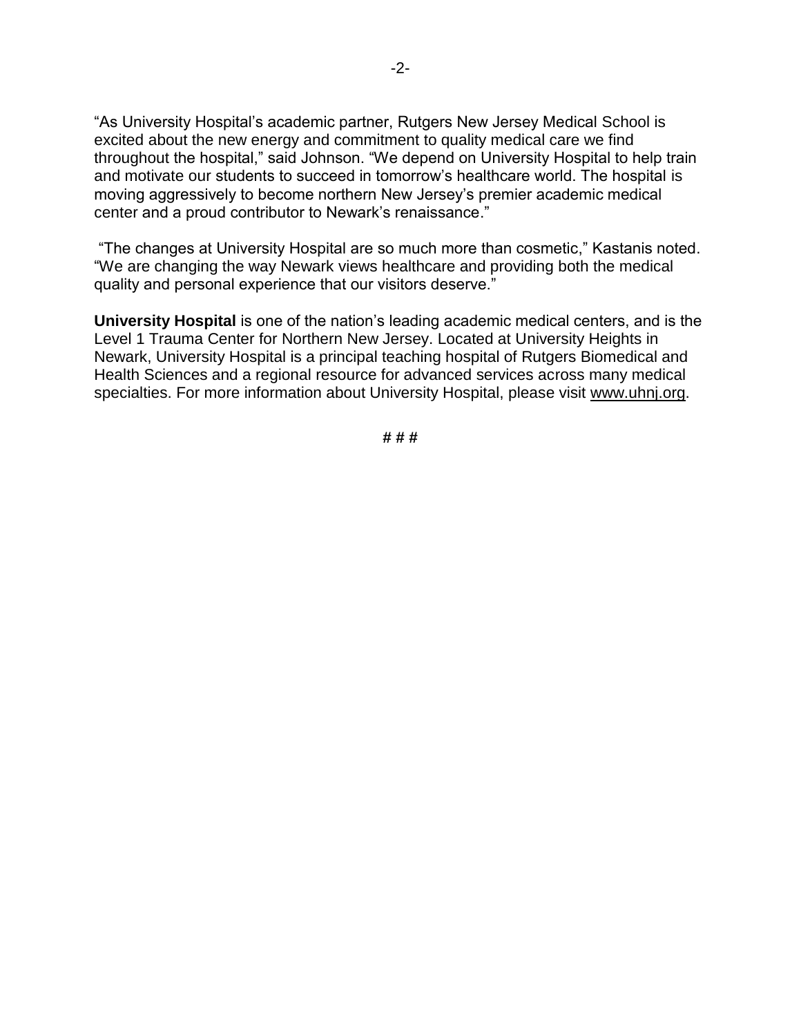"As University Hospital's academic partner, Rutgers New Jersey Medical School is excited about the new energy and commitment to quality medical care we find throughout the hospital," said Johnson. "We depend on University Hospital to help train and motivate our students to succeed in tomorrow's healthcare world. The hospital is moving aggressively to become northern New Jersey's premier academic medical center and a proud contributor to Newark's renaissance."

"The changes at University Hospital are so much more than cosmetic," Kastanis noted. "We are changing the way Newark views healthcare and providing both the medical quality and personal experience that our visitors deserve."

**University Hospital** is one of the nation's leading academic medical centers, and is the Level 1 Trauma Center for Northern New Jersey. Located at University Heights in Newark, University Hospital is a principal teaching hospital of Rutgers Biomedical and Health Sciences and a regional resource for advanced services across many medical specialties. For more information about University Hospital, please visit www.uhnj.org.

# # #